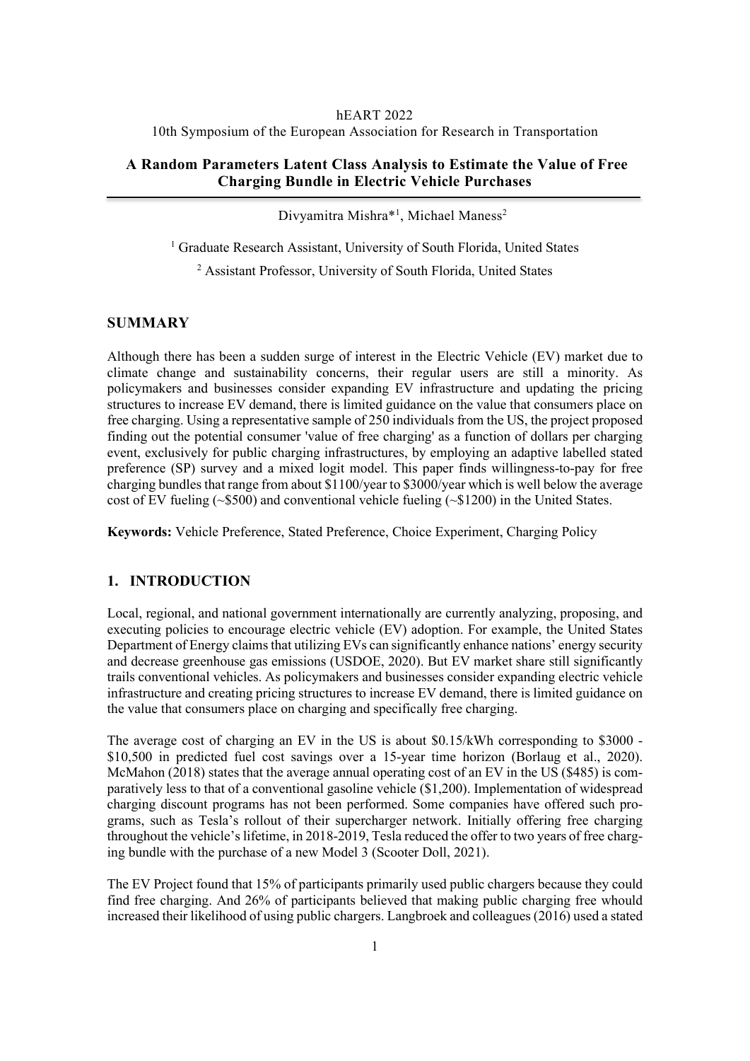hEART 2022

10th Symposium of the European Association for Research in Transportation

# A Random Parameters Latent Class Analysis to Estimate the Value of Free Charging Bundle in Electric Vehicle Purchases

Divyamitra Mishra*[1], Michael Maness[2]

[1] Graduate Research Assistant, University of South Florida, United States

[2] Assistant Professor, University of South Florida, United States

## SUMMARY

Although there has been a sudden surge of interest in the Electric Vehicle (EV) market due to climate change and sustainability concerns, their regular users are still a minority. As policymakers and businesses consider expanding EV infrastructure and updating the pricing structures to increase EV demand, there is limited guidance on the value that consumers place on free charging. Using a representative sample of 250 individuals from the US, the project proposed finding out the potential consumer 'value of free charging' as a function of dollars per charging event, exclusively for public charging infrastructures, by employing an adaptive labelled stated preference (SP) survey and a mixed logit model. This paper finds willingness-to-pay for free charging bundles that range from about \$1100/year to \$3000/year which is well below the average cost of EV fueling (~\$500) and conventional vehicle fueling (~\$1200) in the United States.

**Keywords:** Vehicle Preference, Stated Preference, Choice Experiment, Charging Policy

## 1. INTRODUCTION

Local, regional, and national government internationally are currently analyzing, proposing, and executing policies to encourage electric vehicle (EV) adoption. For example, the United States Department of Energy claims that utilizing EVs can significantly enhance nations' energy security and decrease greenhouse gas emissions (USDOE, 2020). But EV market share still significantly trails conventional vehicles. As policymakers and businesses consider expanding electric vehicle infrastructure and creating pricing structures to increase EV demand, there is limited guidance on the value that consumers place on charging and specifically free charging.

The average cost of charging an EV in the US is about \$0.15/kWh corresponding to \$3000 - \$10,500 in predicted fuel cost savings over a 15-year time horizon (Borlaug et al., 2020). McMahon (2018) states that the average annual operating cost of an EV in the US (\$485) is comparatively less to that of a conventional gasoline vehicle (\$1,200). Implementation of widespread charging discount programs has not been performed. Some companies have offered such programs, such as Tesla's rollout of their supercharger network. Initially offering free charging throughout the vehicle's lifetime, in 2018-2019, Tesla reduced the offer to two years of free charging bundle with the purchase of a new Model 3 (Scooter Doll, 2021).

The EV Project found that 15% of participants primarily used public chargers because they could find free charging. And 26% of participants believed that making public charging free whould increased their likelihood of using public chargers. Langbroek and colleagues (2016) used a stated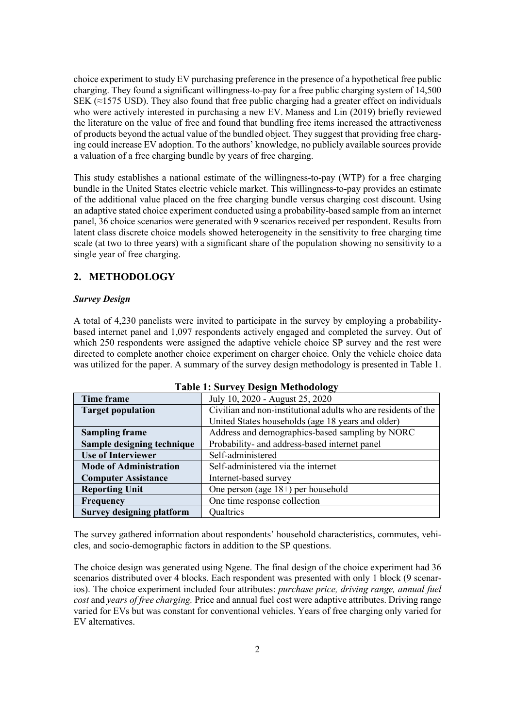choice experiment to study EV purchasing preference in the presence of a hypothetical free public charging. They found a significant willingness-to-pay for a free public charging system of 14,500 SEK (≈1575 USD). They also found that free public charging had a greater effect on individuals who were actively interested in purchasing a new EV. Maness and Lin (2019) briefly reviewed the literature on the value of free and found that bundling free items increased the attractiveness of products beyond the actual value of the bundled object. They suggest that providing free charging could increase EV adoption. To the authors' knowledge, no publicly available sources provide a valuation of a free charging bundle by years of free charging.

This study establishes a national estimate of the willingness-to-pay (WTP) for a free charging bundle in the United States electric vehicle market. This willingness-to-pay provides an estimate of the additional value placed on the free charging bundle versus charging cost discount. Using an adaptive stated choice experiment conducted using a probability-based sample from an internet panel, 36 choice scenarios were generated with 9 scenarios received per respondent. Results from latent class discrete choice models showed heterogeneity in the sensitivity to free charging time scale (at two to three years) with a significant share of the population showing no sensitivity to a single year of free charging.

## 2. METHODOLOGY

### *Survey Design*

A total of 4,230 panelists were invited to participate in the survey by employing a probability-based internet panel and 1,097 respondents actively engaged and completed the survey. Out of which 250 respondents were assigned the adaptive vehicle choice SP survey and the rest were directed to complete another choice experiment on charger choice. Only the vehicle choice data was utilized for the paper. A summary of the survey design methodology is presented in Table 1.

**Table 1: Survey Design Methodology**

| | |
|---|---|
| **Time frame** | July 10, 2020 - August 25, 2020 |
| **Target population** | Civilian and non-institutional adults who are residents of the United States households (age 18 years and older) |
| **Sampling frame** | Address and demographics-based sampling by NORC |
| **Sample designing technique** | Probability- and address-based internet panel |
| **Use of Interviewer** | Self-administered |
| **Mode of Administration** | Self-administered via the internet |
| **Computer Assistance** | Internet-based survey |
| **Reporting Unit** | One person (age 18+) per household |
| **Frequency** | One time response collection |
| **Survey designing platform** | Qualtrics |

The survey gathered information about respondents' household characteristics, commutes, vehicles, and socio-demographic factors in addition to the SP questions.

The choice design was generated using Ngene. The final design of the choice experiment had 36 scenarios distributed over 4 blocks. Each respondent was presented with only 1 block (9 scenarios). The choice experiment included four attributes: *purchase price, driving range, annual fuel cost* and *years of free charging.* Price and annual fuel cost were adaptive attributes. Driving range varied for EVs but was constant for conventional vehicles. Years of free charging only varied for EV alternatives.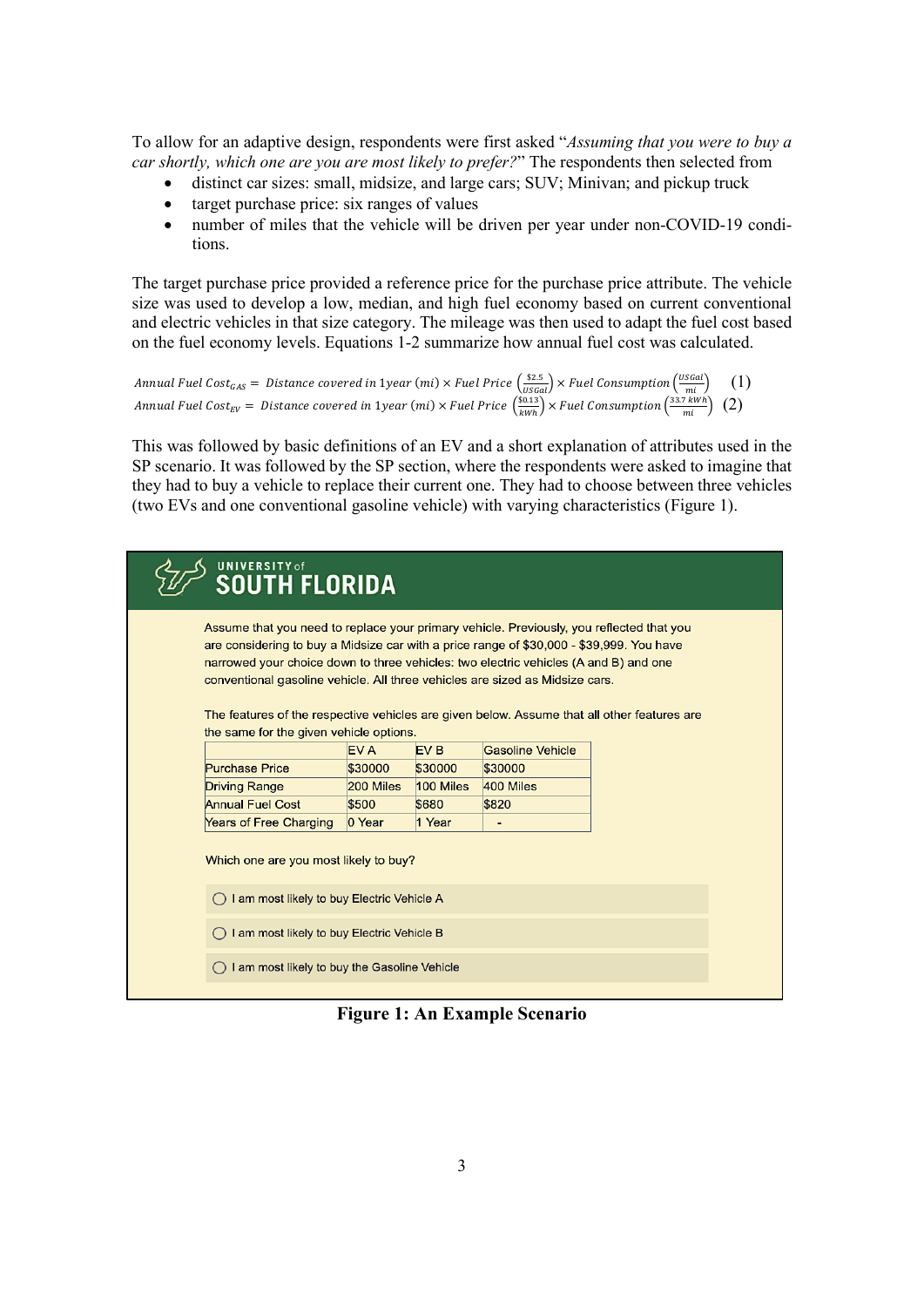To allow for an adaptive design, respondents were first asked "*Assuming that you were to buy a car shortly, which one are you are most likely to prefer?*" The respondents then selected from

- distinct car sizes: small, midsize, and large cars; SUV; Minivan; and pickup truck
- target purchase price: six ranges of values
- number of miles that the vehicle will be driven per year under non-COVID-19 conditions.

The target purchase price provided a reference price for the purchase price attribute. The vehicle size was used to develop a low, median, and high fuel economy based on current conventional and electric vehicles in that size category. The mileage was then used to adapt the fuel cost based on the fuel economy levels. Equations 1-2 summarize how annual fuel cost was calculated.

$$Annual\ Fuel\ Cost_{GAS} = Distance\ covered\ in\ 1year\ (mi) \times Fuel\ Price\ \left(\frac{\$2.5}{USGal}\right) \times Fuel\ Consumption\ \left(\frac{USGal}{mi}\right) \quad (1)$$

$$Annual\ Fuel\ Cost_{EV} = Distance\ covered\ in\ 1year\ (mi) \times Fuel\ Price\ \left(\frac{\$0.13}{kWh}\right) \times Fuel\ Consumption\ \left(\frac{33.7\ kWh}{mi}\right) \quad (2)$$

This was followed by basic definitions of an EV and a short explanation of attributes used in the SP scenario. It was followed by the SP section, where the respondents were asked to imagine that they had to buy a vehicle to replace their current one. They had to choose between three vehicles (two EVs and one conventional gasoline vehicle) with varying characteristics (Figure 1).

UNIVERSITY of SOUTH FLORIDA

Assume that you need to replace your primary vehicle. Previously, you reflected that you are considering to buy a Midsize car with a price range of $30,000 - $39,999. You have narrowed your choice down to three vehicles: two electric vehicles (A and B) and one conventional gasoline vehicle. All three vehicles are sized as Midsize cars.

The features of the respective vehicles are given below. Assume that all other features are the same for the given vehicle options.

| | EV A | EV B | Gasoline Vehicle |
|---|---|---|---|
| Purchase Price | $30000 | $30000 | $30000 |
| Driving Range | 200 Miles | 100 Miles | 400 Miles |
| Annual Fuel Cost | $500 | $680 | $820 |
| Years of Free Charging | 0 Year | 1 Year | - |

Which one are you most likely to buy?

- ◯ I am most likely to buy Electric Vehicle A
- ◯ I am most likely to buy Electric Vehicle B
- ◯ I am most likely to buy the Gasoline Vehicle

**Figure 1: An Example Scenario**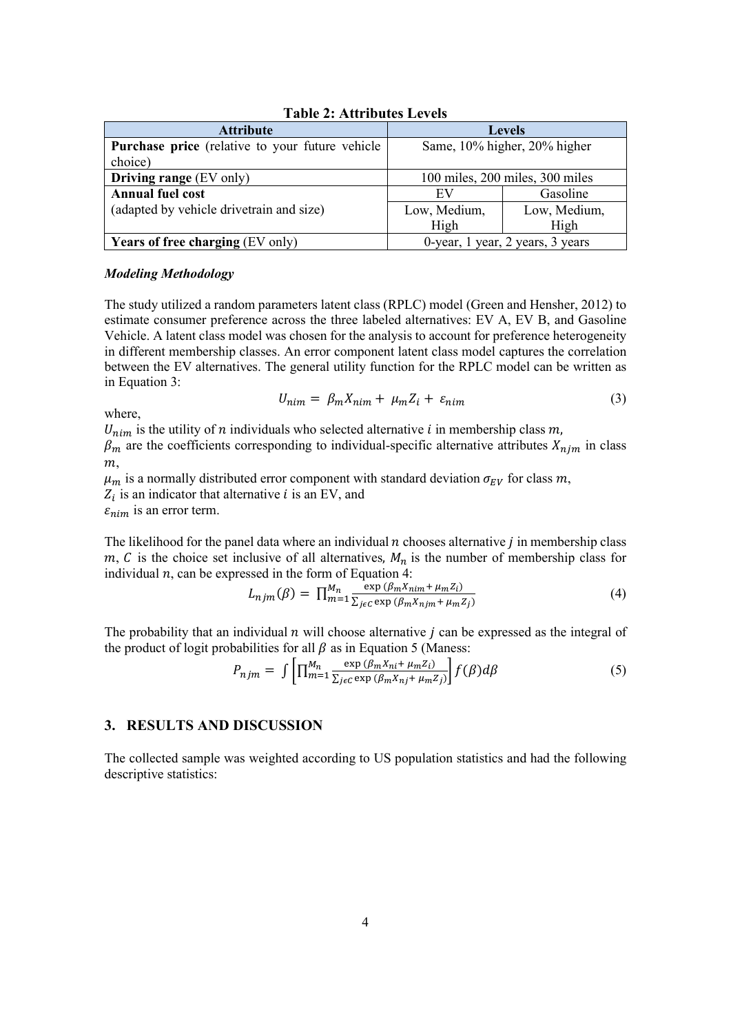**Table 2: Attributes Levels**

| Attribute | Levels | |
|---|---|---|
| **Purchase price** (relative to your future vehicle choice) | Same, 10% higher, 20% higher | |
| **Driving range** (EV only) | 100 miles, 200 miles, 300 miles | |
| **Annual fuel cost** (adapted by vehicle drivetrain and size) | EV | Gasoline |
| | Low, Medium, High | Low, Medium, High |
| **Years of free charging** (EV only) | 0-year, 1 year, 2 years, 3 years | |

***Modeling Methodology***

The study utilized a random parameters latent class (RPLC) model (Green and Hensher, 2012) to estimate consumer preference across the three labeled alternatives: EV A, EV B, and Gasoline Vehicle. A latent class model was chosen for the analysis to account for preference heterogeneity in different membership classes. An error component latent class model captures the correlation between the EV alternatives. The general utility function for the RPLC model can be written as in Equation 3:

$$U_{nim} = \beta_m X_{nim} + \mu_m Z_i + \varepsilon_{nim} \tag{3}$$

where,

$U_{nim}$ is the utility of $n$ individuals who selected alternative $i$ in membership class $m$,
$\beta_m$ are the coefficients corresponding to individual-specific alternative attributes $X_{njm}$ in class $m$,
$\mu_m$ is a normally distributed error component with standard deviation $\sigma_{EV}$ for class $m$,
$Z_i$ is an indicator that alternative $i$ is an EV, and
$\varepsilon_{nim}$ is an error term.

The likelihood for the panel data where an individual $n$ chooses alternative $j$ in membership class $m$, $C$ is the choice set inclusive of all alternatives, $M_n$ is the number of membership class for individual $n$, can be expressed in the form of Equation 4:

$$L_{njm}(\beta) = \prod_{m=1}^{M_n} \frac{\exp\left(\beta_m X_{nim} + \mu_m Z_i\right)}{\sum_{j \epsilon C} \exp\left(\beta_m X_{njm} + \mu_m Z_j\right)} \tag{4}$$

The probability that an individual $n$ will choose alternative $j$ can be expressed as the integral of the product of logit probabilities for all $\beta$ as in Equation 5 (Maness:

$$P_{njm} = \int \left[\prod_{m=1}^{M_n} \frac{\exp\left(\beta_m X_{ni} + \mu_m Z_i\right)}{\sum_{j \epsilon C} \exp\left(\beta_m X_{nj} + \mu_m Z_j\right)}\right] f(\beta) d\beta \tag{5}$$

## 3. RESULTS AND DISCUSSION

The collected sample was weighted according to US population statistics and had the following descriptive statistics: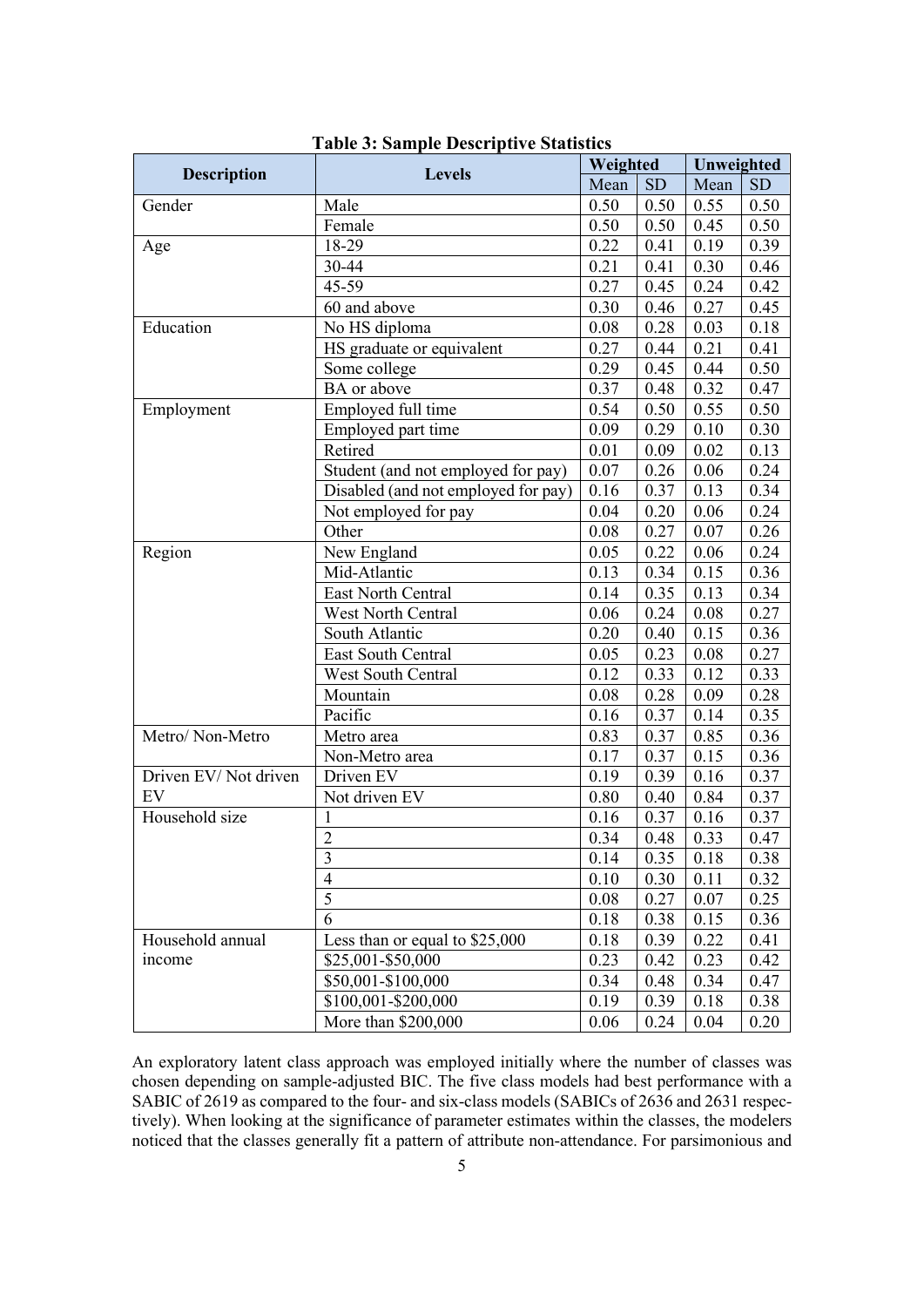**Table 3: Sample Descriptive Statistics**

| Description | Levels | Weighted | | Unweighted | |
|---|---|---|---|---|---|
| | | Mean | SD | Mean | SD |
| Gender | Male | 0.50 | 0.50 | 0.55 | 0.50 |
| | Female | 0.50 | 0.50 | 0.45 | 0.50 |
| Age | 18-29 | 0.22 | 0.41 | 0.19 | 0.39 |
| | 30-44 | 0.21 | 0.41 | 0.30 | 0.46 |
| | 45-59 | 0.27 | 0.45 | 0.24 | 0.42 |
| | 60 and above | 0.30 | 0.46 | 0.27 | 0.45 |
| Education | No HS diploma | 0.08 | 0.28 | 0.03 | 0.18 |
| | HS graduate or equivalent | 0.27 | 0.44 | 0.21 | 0.41 |
| | Some college | 0.29 | 0.45 | 0.44 | 0.50 |
| | BA or above | 0.37 | 0.48 | 0.32 | 0.47 |
| Employment | Employed full time | 0.54 | 0.50 | 0.55 | 0.50 |
| | Employed part time | 0.09 | 0.29 | 0.10 | 0.30 |
| | Retired | 0.01 | 0.09 | 0.02 | 0.13 |
| | Student (and not employed for pay) | 0.07 | 0.26 | 0.06 | 0.24 |
| | Disabled (and not employed for pay) | 0.16 | 0.37 | 0.13 | 0.34 |
| | Not employed for pay | 0.04 | 0.20 | 0.06 | 0.24 |
| | Other | 0.08 | 0.27 | 0.07 | 0.26 |
| Region | New England | 0.05 | 0.22 | 0.06 | 0.24 |
| | Mid-Atlantic | 0.13 | 0.34 | 0.15 | 0.36 |
| | East North Central | 0.14 | 0.35 | 0.13 | 0.34 |
| | West North Central | 0.06 | 0.24 | 0.08 | 0.27 |
| | South Atlantic | 0.20 | 0.40 | 0.15 | 0.36 |
| | East South Central | 0.05 | 0.23 | 0.08 | 0.27 |
| | West South Central | 0.12 | 0.33 | 0.12 | 0.33 |
| | Mountain | 0.08 | 0.28 | 0.09 | 0.28 |
| | Pacific | 0.16 | 0.37 | 0.14 | 0.35 |
| Metro/ Non-Metro | Metro area | 0.83 | 0.37 | 0.85 | 0.36 |
| | Non-Metro area | 0.17 | 0.37 | 0.15 | 0.36 |
| Driven EV/ Not driven EV | Driven EV | 0.19 | 0.39 | 0.16 | 0.37 |
| | Not driven EV | 0.80 | 0.40 | 0.84 | 0.37 |
| Household size | 1 | 0.16 | 0.37 | 0.16 | 0.37 |
| | 2 | 0.34 | 0.48 | 0.33 | 0.47 |
| | 3 | 0.14 | 0.35 | 0.18 | 0.38 |
| | 4 | 0.10 | 0.30 | 0.11 | 0.32 |
| | 5 | 0.08 | 0.27 | 0.07 | 0.25 |
| | 6 | 0.18 | 0.38 | 0.15 | 0.36 |
| Household annual income | Less than or equal to $25,000 | 0.18 | 0.39 | 0.22 | 0.41 |
| | $25,001-$50,000 | 0.23 | 0.42 | 0.23 | 0.42 |
| | $50,001-$100,000 | 0.34 | 0.48 | 0.34 | 0.47 |
| | $100,001-$200,000 | 0.19 | 0.39 | 0.18 | 0.38 |
| | More than $200,000 | 0.06 | 0.24 | 0.04 | 0.20 |

An exploratory latent class approach was employed initially where the number of classes was chosen depending on sample-adjusted BIC. The five class models had best performance with a SABIC of 2619 as compared to the four- and six-class models (SABICs of 2636 and 2631 respectively). When looking at the significance of parameter estimates within the classes, the modelers noticed that the classes generally fit a pattern of attribute non-attendance. For parsimonious and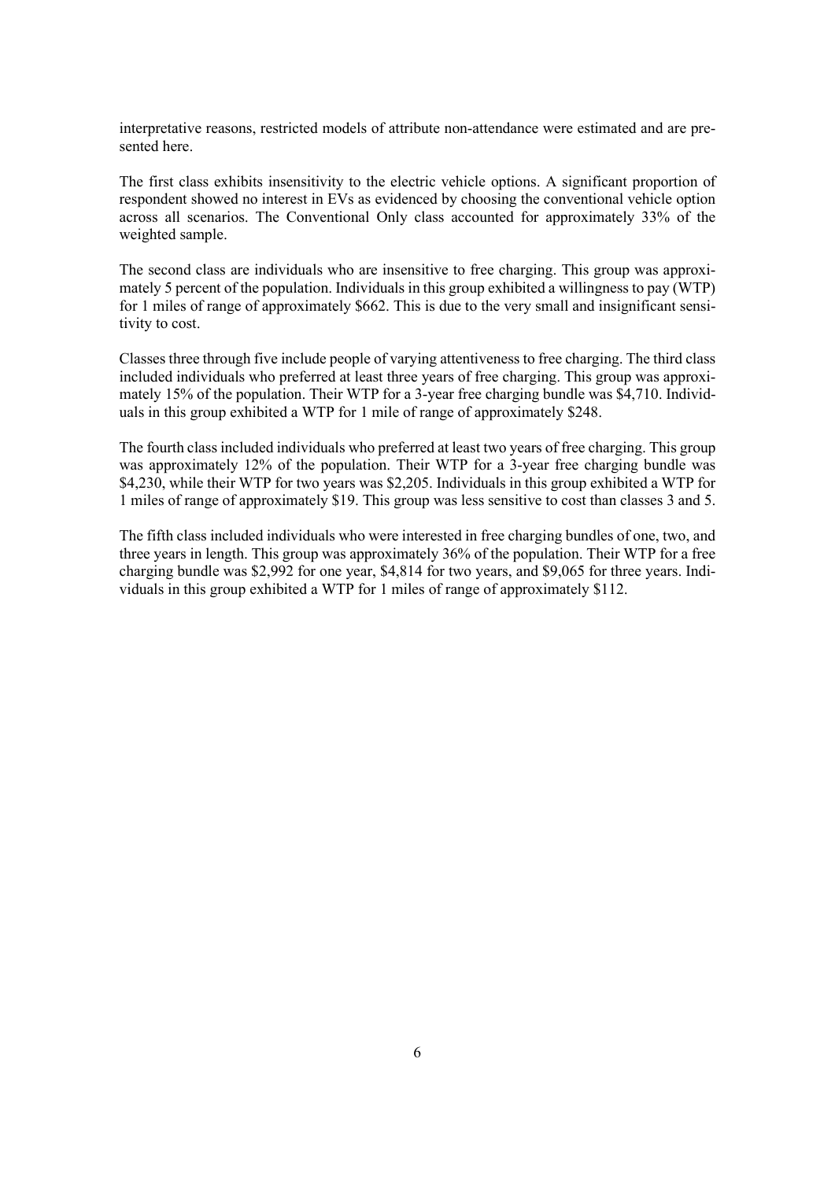interpretative reasons, restricted models of attribute non-attendance were estimated and are presented here.

The first class exhibits insensitivity to the electric vehicle options. A significant proportion of respondent showed no interest in EVs as evidenced by choosing the conventional vehicle option across all scenarios. The Conventional Only class accounted for approximately 33% of the weighted sample.

The second class are individuals who are insensitive to free charging. This group was approximately 5 percent of the population. Individuals in this group exhibited a willingness to pay (WTP) for 1 miles of range of approximately $662. This is due to the very small and insignificant sensitivity to cost.

Classes three through five include people of varying attentiveness to free charging. The third class included individuals who preferred at least three years of free charging. This group was approximately 15% of the population. Their WTP for a 3-year free charging bundle was $4,710. Individuals in this group exhibited a WTP for 1 mile of range of approximately $248.

The fourth class included individuals who preferred at least two years of free charging. This group was approximately 12% of the population. Their WTP for a 3-year free charging bundle was $4,230, while their WTP for two years was $2,205. Individuals in this group exhibited a WTP for 1 miles of range of approximately $19. This group was less sensitive to cost than classes 3 and 5.

The fifth class included individuals who were interested in free charging bundles of one, two, and three years in length. This group was approximately 36% of the population. Their WTP for a free charging bundle was $2,992 for one year, $4,814 for two years, and $9,065 for three years. Individuals in this group exhibited a WTP for 1 miles of range of approximately $112.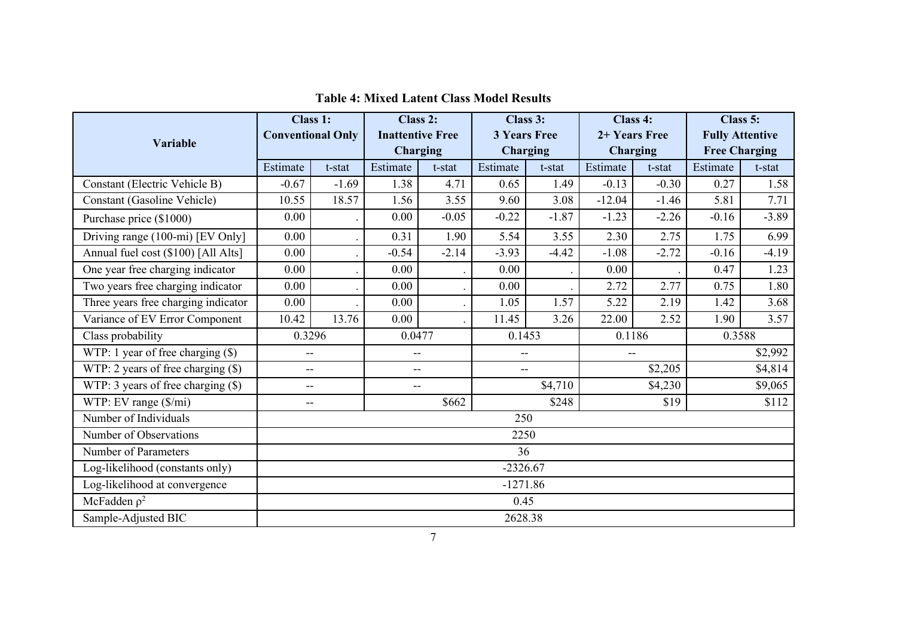**Table 4: Mixed Latent Class Model Results**

| Variable | Class 1: Conventional Only | | Class 2: Inattentive Free Charging | | Class 3: 3 Years Free Charging | | Class 4: 2+ Years Free Charging | | Class 5: Fully Attentive Free Charging | |
|---|---|---|---|---|---|---|---|---|---|---|
| | Estimate | t-stat | Estimate | t-stat | Estimate | t-stat | Estimate | t-stat | Estimate | t-stat |
| Constant (Electric Vehicle B) | -0.67 | -1.69 | 1.38 | 4.71 | 0.65 | 1.49 | -0.13 | -0.30 | 0.27 | 1.58 |
| Constant (Gasoline Vehicle) | 10.55 | 18.57 | 1.56 | 3.55 | 9.60 | 3.08 | -12.04 | -1.46 | 5.81 | 7.71 |
| Purchase price ($1000) | 0.00 | . | 0.00 | -0.05 | -0.22 | -1.87 | -1.23 | -2.26 | -0.16 | -3.89 |
| Driving range (100-mi) [EV Only] | 0.00 | . | 0.31 | 1.90 | 5.54 | 3.55 | 2.30 | 2.75 | 1.75 | 6.99 |
| Annual fuel cost ($100) [All Alts] | 0.00 | . | -0.54 | -2.14 | -3.93 | -4.42 | -1.08 | -2.72 | -0.16 | -4.19 |
| One year free charging indicator | 0.00 | . | 0.00 | . | 0.00 | . | 0.00 | . | 0.47 | 1.23 |
| Two years free charging indicator | 0.00 | . | 0.00 | . | 0.00 | . | 2.72 | 2.77 | 0.75 | 1.80 |
| Three years free charging indicator | 0.00 | . | 0.00 | . | 1.05 | 1.57 | 5.22 | 2.19 | 1.42 | 3.68 |
| Variance of EV Error Component | 10.42 | 13.76 | 0.00 | . | 11.45 | 3.26 | 22.00 | 2.52 | 1.90 | 3.57 |
| Class probability | 0.3296 | | 0.0477 | | 0.1453 | | 0.1186 | | 0.3588 | |
| WTP: 1 year of free charging ($) | -- | | -- | | -- | | -- | | $2,992 | |
| WTP: 2 years of free charging ($) | -- | | -- | | -- | | $2,205 | | $4,814 | |
| WTP: 3 years of free charging ($) | -- | | -- | | $4,710 | | $4,230 | | $9,065 | |
| WTP: EV range ($/mi) | -- | | $662 | | $248 | | $19 | | $112 | |
| Number of Individuals | 250 | | | | | | | | | |
| Number of Observations | 2250 | | | | | | | | | |
| Number of Parameters | 36 | | | | | | | | | |
| Log-likelihood (constants only) | -2326.67 | | | | | | | | | |
| Log-likelihood at convergence | -1271.86 | | | | | | | | | |
| McFadden $\rho^2$ | 0.45 | | | | | | | | | |
| Sample-Adjusted BIC | 2628.38 | | | | | | | | | |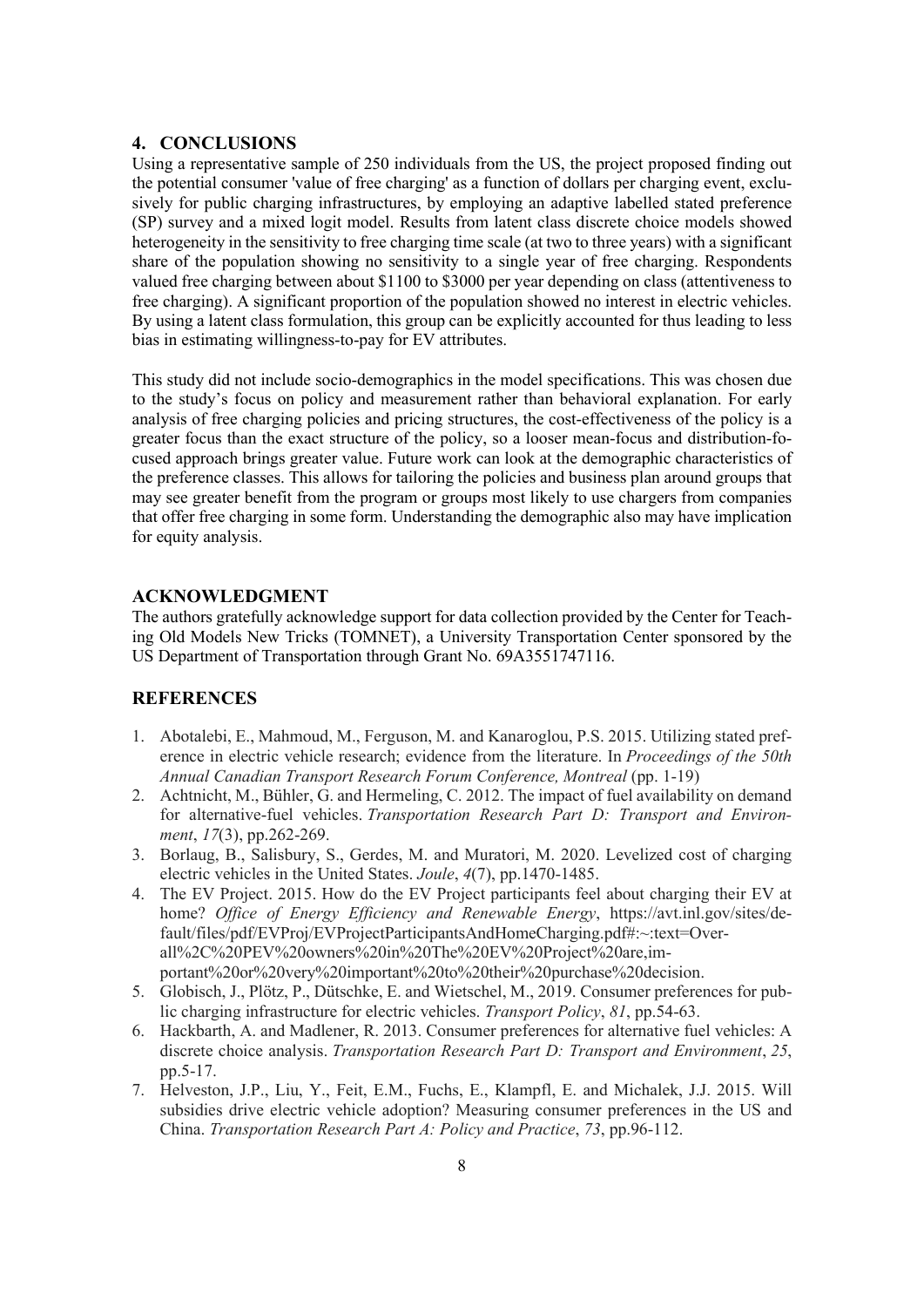## 4. CONCLUSIONS

Using a representative sample of 250 individuals from the US, the project proposed finding out the potential consumer 'value of free charging' as a function of dollars per charging event, exclusively for public charging infrastructures, by employing an adaptive labelled stated preference (SP) survey and a mixed logit model. Results from latent class discrete choice models showed heterogeneity in the sensitivity to free charging time scale (at two to three years) with a significant share of the population showing no sensitivity to a single year of free charging. Respondents valued free charging between about $1100 to $3000 per year depending on class (attentiveness to free charging). A significant proportion of the population showed no interest in electric vehicles. By using a latent class formulation, this group can be explicitly accounted for thus leading to less bias in estimating willingness-to-pay for EV attributes.

This study did not include socio-demographics in the model specifications. This was chosen due to the study's focus on policy and measurement rather than behavioral explanation. For early analysis of free charging policies and pricing structures, the cost-effectiveness of the policy is a greater focus than the exact structure of the policy, so a looser mean-focus and distribution-focused approach brings greater value. Future work can look at the demographic characteristics of the preference classes. This allows for tailoring the policies and business plan around groups that may see greater benefit from the program or groups most likely to use chargers from companies that offer free charging in some form. Understanding the demographic also may have implication for equity analysis.

## ACKNOWLEDGMENT

The authors gratefully acknowledge support for data collection provided by the Center for Teaching Old Models New Tricks (TOMNET), a University Transportation Center sponsored by the US Department of Transportation through Grant No. 69A3551747116.

## REFERENCES

1. Abotalebi, E., Mahmoud, M., Ferguson, M. and Kanaroglou, P.S. 2015. Utilizing stated preference in electric vehicle research; evidence from the literature. In *Proceedings of the 50th Annual Canadian Transport Research Forum Conference, Montreal* (pp. 1-19)
2. Achtnicht, M., Bühler, G. and Hermeling, C. 2012. The impact of fuel availability on demand for alternative-fuel vehicles. *Transportation Research Part D: Transport and Environment*, *17*(3), pp.262-269.
3. Borlaug, B., Salisbury, S., Gerdes, M. and Muratori, M. 2020. Levelized cost of charging electric vehicles in the United States. *Joule*, *4*(7), pp.1470-1485.
4. The EV Project. 2015. How do the EV Project participants feel about charging their EV at home? *Office of Energy Efficiency and Renewable Energy*, https://avt.inl.gov/sites/default/files/pdf/EVProj/EVProjectParticipantsAndHomeCharging.pdf#:~:text=Overall%2C%20PEV%20owners%20in%20The%20EV%20Project%20are,important%20or%20very%20important%20to%20their%20purchase%20decision.
5. Globisch, J., Plötz, P., Dütschke, E. and Wietschel, M., 2019. Consumer preferences for public charging infrastructure for electric vehicles. *Transport Policy*, *81*, pp.54-63.
6. Hackbarth, A. and Madlener, R. 2013. Consumer preferences for alternative fuel vehicles: A discrete choice analysis. *Transportation Research Part D: Transport and Environment*, *25*, pp.5-17.
7. Helveston, J.P., Liu, Y., Feit, E.M., Fuchs, E., Klampfl, E. and Michalek, J.J. 2015. Will subsidies drive electric vehicle adoption? Measuring consumer preferences in the US and China. *Transportation Research Part A: Policy and Practice*, *73*, pp.96-112.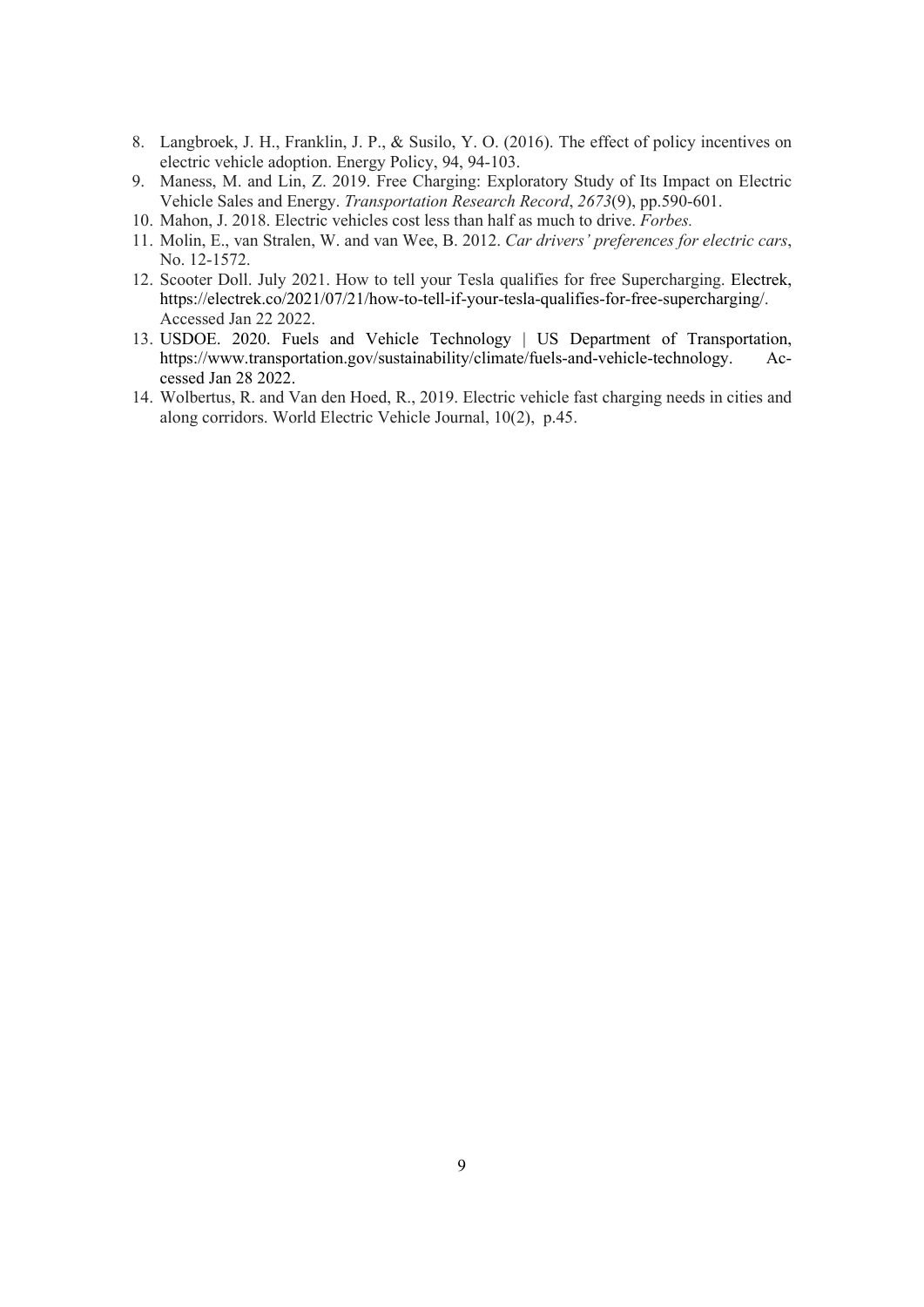8. Langbroek, J. H., Franklin, J. P., & Susilo, Y. O. (2016). The effect of policy incentives on electric vehicle adoption. Energy Policy, 94, 94-103.
9. Maness, M. and Lin, Z. 2019. Free Charging: Exploratory Study of Its Impact on Electric Vehicle Sales and Energy. *Transportation Research Record*, *2673*(9), pp.590-601.
10. Mahon, J. 2018. Electric vehicles cost less than half as much to drive. *Forbes.*
11. Molin, E., van Stralen, W. and van Wee, B. 2012. *Car drivers' preferences for electric cars*, No. 12-1572.
12. Scooter Doll. July 2021. How to tell your Tesla qualifies for free Supercharging. Electrek, https://electrek.co/2021/07/21/how-to-tell-if-your-tesla-qualifies-for-free-supercharging/. Accessed Jan 22 2022.
13. USDOE. 2020. Fuels and Vehicle Technology | US Department of Transportation, https://www.transportation.gov/sustainability/climate/fuels-and-vehicle-technology. Accessed Jan 28 2022.
14. Wolbertus, R. and Van den Hoed, R., 2019. Electric vehicle fast charging needs in cities and along corridors. World Electric Vehicle Journal, 10(2), p.45.